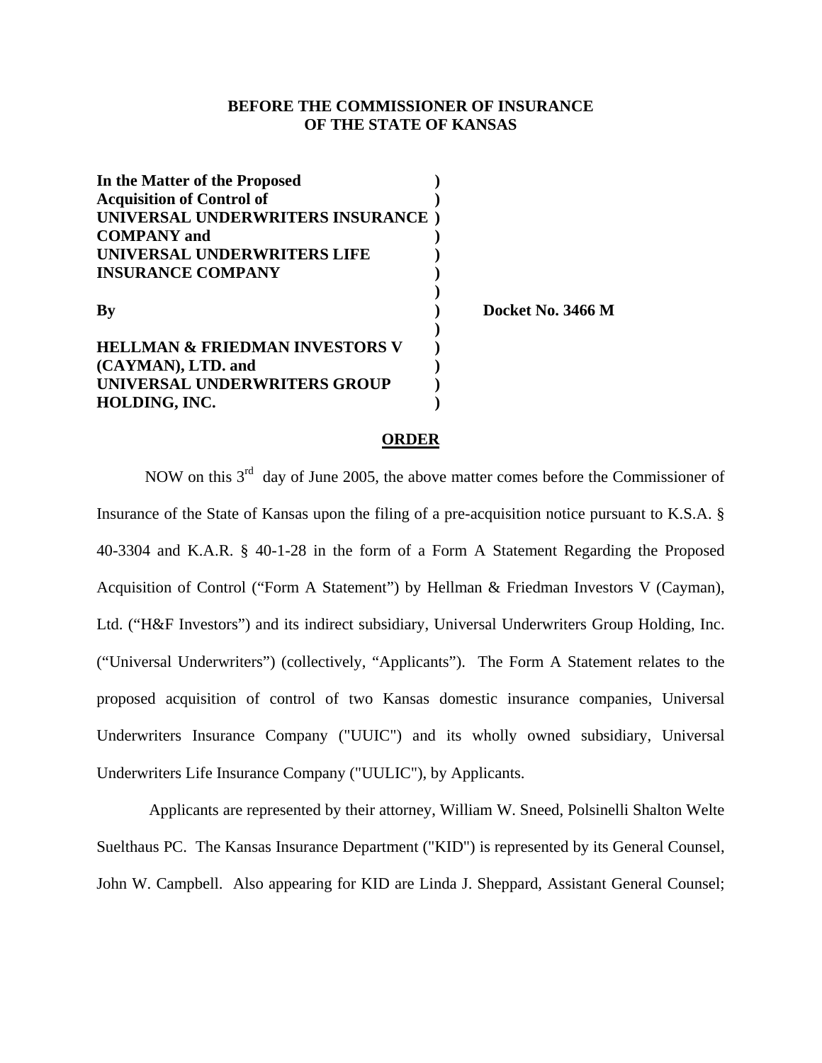**BEFORE THE COMMISSIONER OF INSURANCE**
**OF THE STATE OF KANSAS**

| | | |
|---|---|---|
| **In the Matter of the Proposed Acquisition of Control of UNIVERSAL UNDERWRITERS INSURANCE COMPANY and UNIVERSAL UNDERWRITERS LIFE INSURANCE COMPANY** | ) | |
| **By** | ) | **Docket No. 3466 M** |
| **HELLMAN & FRIEDMAN INVESTORS V (CAYMAN), LTD. and UNIVERSAL UNDERWRITERS GROUP HOLDING, INC.** | ) | |

## ORDER

NOW on this 3rd day of June 2005, the above matter comes before the Commissioner of Insurance of the State of Kansas upon the filing of a pre-acquisition notice pursuant to K.S.A. § 40-3304 and K.A.R. § 40-1-28 in the form of a Form A Statement Regarding the Proposed Acquisition of Control ("Form A Statement") by Hellman & Friedman Investors V (Cayman), Ltd. ("H&F Investors") and its indirect subsidiary, Universal Underwriters Group Holding, Inc. ("Universal Underwriters") (collectively, "Applicants"). The Form A Statement relates to the proposed acquisition of control of two Kansas domestic insurance companies, Universal Underwriters Insurance Company ("UUIC") and its wholly owned subsidiary, Universal Underwriters Life Insurance Company ("UULIC"), by Applicants.

Applicants are represented by their attorney, William W. Sneed, Polsinelli Shalton Welte Suelthaus PC. The Kansas Insurance Department ("KID") is represented by its General Counsel, John W. Campbell. Also appearing for KID are Linda J. Sheppard, Assistant General Counsel;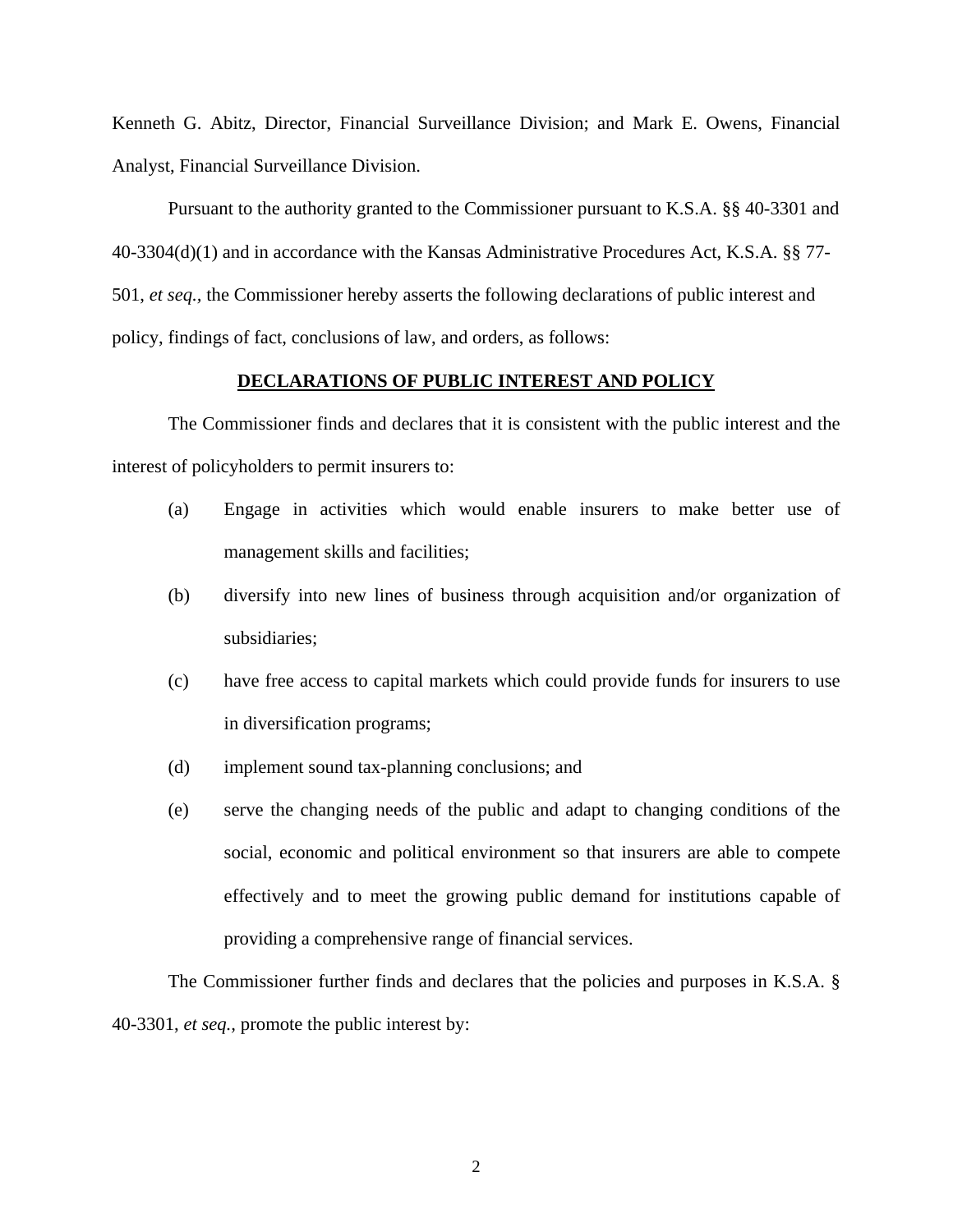Kenneth G. Abitz, Director, Financial Surveillance Division; and Mark E. Owens, Financial Analyst, Financial Surveillance Division.

Pursuant to the authority granted to the Commissioner pursuant to K.S.A. §§ 40-3301 and 40-3304(d)(1) and in accordance with the Kansas Administrative Procedures Act, K.S.A. §§ 77-501, *et seq.*, the Commissioner hereby asserts the following declarations of public interest and policy, findings of fact, conclusions of law, and orders, as follows:

## DECLARATIONS OF PUBLIC INTEREST AND POLICY

The Commissioner finds and declares that it is consistent with the public interest and the interest of policyholders to permit insurers to:

(a) Engage in activities which would enable insurers to make better use of management skills and facilities;

(b) diversify into new lines of business through acquisition and/or organization of subsidiaries;

(c) have free access to capital markets which could provide funds for insurers to use in diversification programs;

(d) implement sound tax-planning conclusions; and

(e) serve the changing needs of the public and adapt to changing conditions of the social, economic and political environment so that insurers are able to compete effectively and to meet the growing public demand for institutions capable of providing a comprehensive range of financial services.

The Commissioner further finds and declares that the policies and purposes in K.S.A. § 40-3301, *et seq.*, promote the public interest by: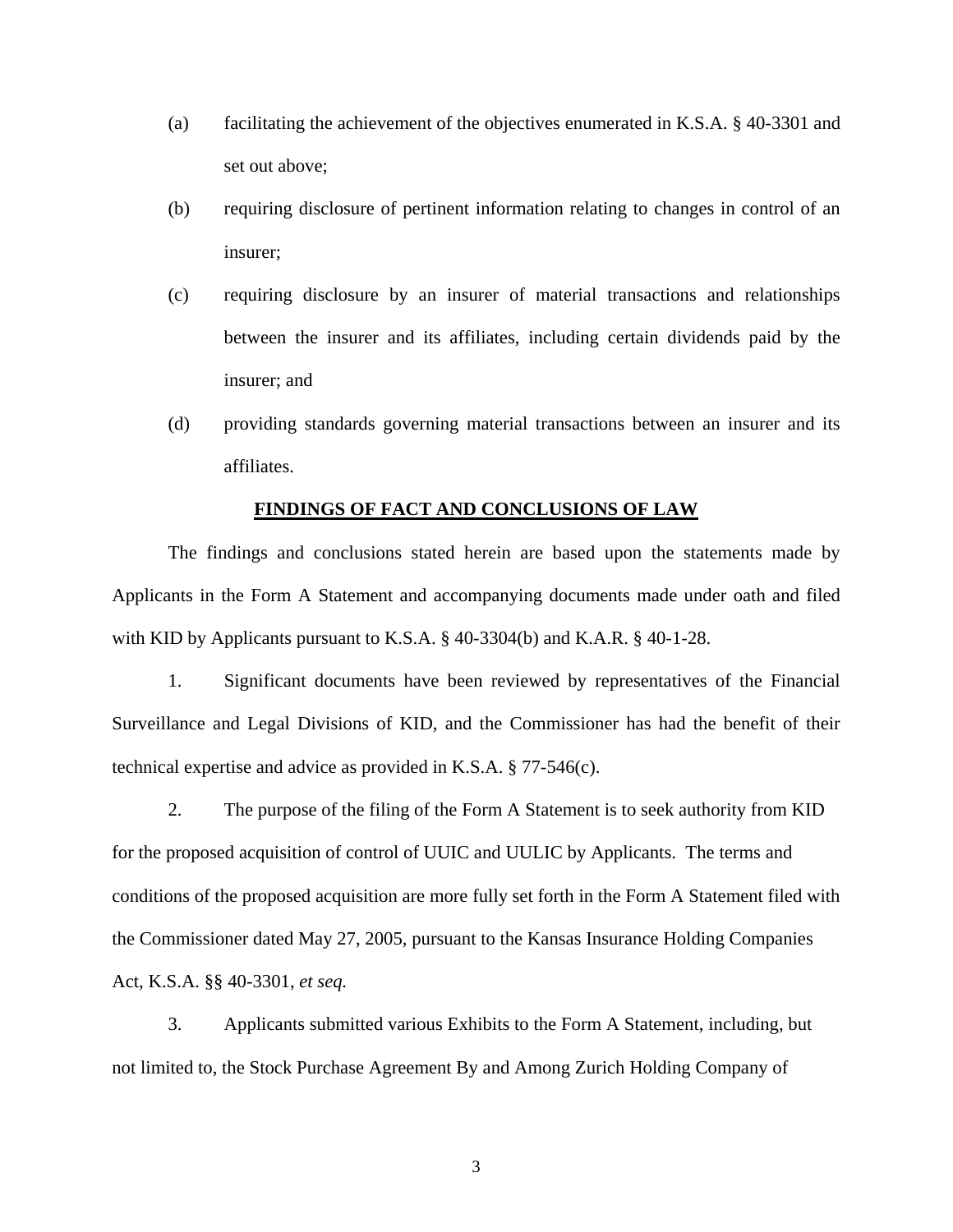(a) facilitating the achievement of the objectives enumerated in K.S.A. § 40-3301 and set out above;

(b) requiring disclosure of pertinent information relating to changes in control of an insurer;

(c) requiring disclosure by an insurer of material transactions and relationships between the insurer and its affiliates, including certain dividends paid by the insurer; and

(d) providing standards governing material transactions between an insurer and its affiliates.

**FINDINGS OF FACT AND CONCLUSIONS OF LAW**

The findings and conclusions stated herein are based upon the statements made by Applicants in the Form A Statement and accompanying documents made under oath and filed with KID by Applicants pursuant to K.S.A. § 40-3304(b) and K.A.R. § 40-1-28.

1. Significant documents have been reviewed by representatives of the Financial Surveillance and Legal Divisions of KID, and the Commissioner has had the benefit of their technical expertise and advice as provided in K.S.A. § 77-546(c).

2. The purpose of the filing of the Form A Statement is to seek authority from KID for the proposed acquisition of control of UUIC and UULIC by Applicants. The terms and conditions of the proposed acquisition are more fully set forth in the Form A Statement filed with the Commissioner dated May 27, 2005, pursuant to the Kansas Insurance Holding Companies Act, K.S.A. §§ 40-3301, *et seq.*

3. Applicants submitted various Exhibits to the Form A Statement, including, but not limited to, the Stock Purchase Agreement By and Among Zurich Holding Company of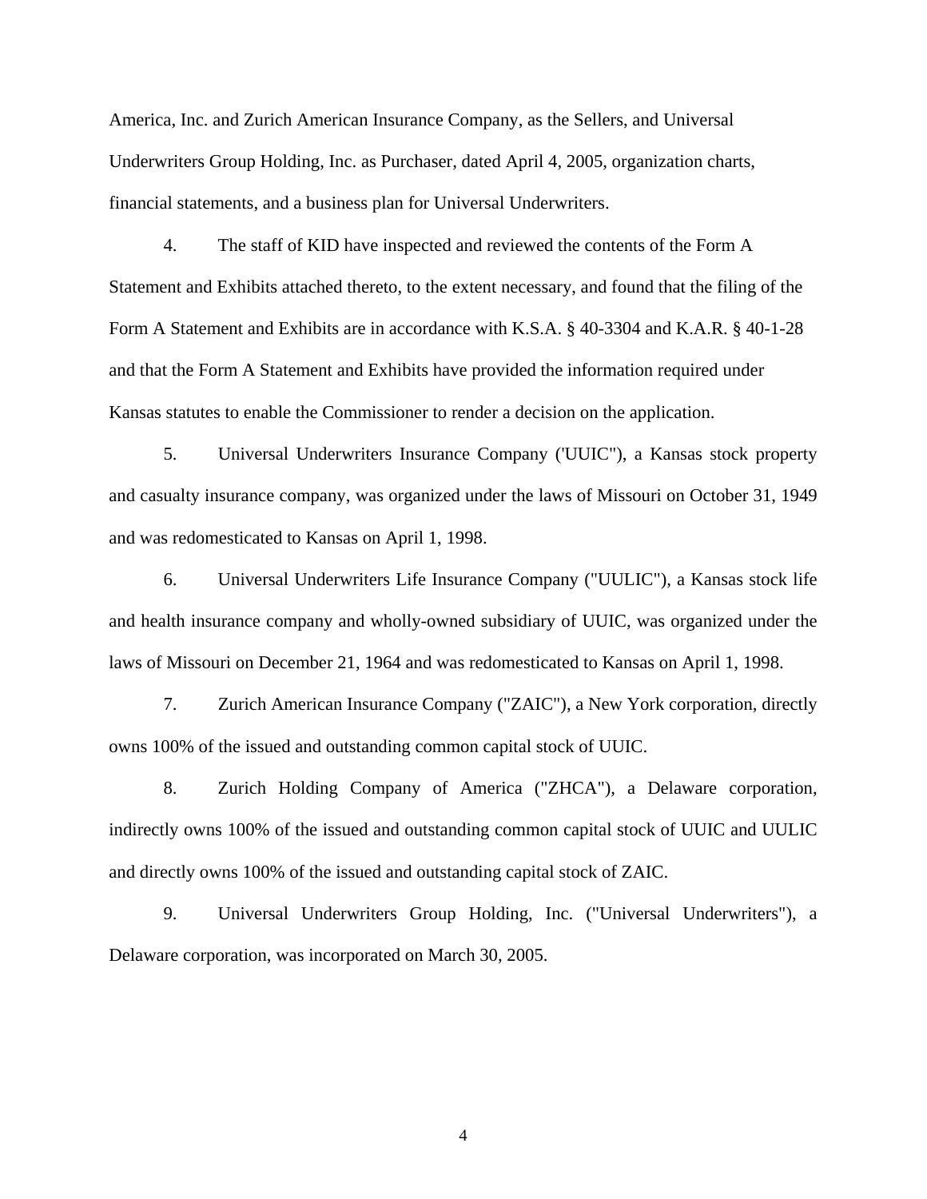America, Inc. and Zurich American Insurance Company, as the Sellers, and Universal Underwriters Group Holding, Inc. as Purchaser, dated April 4, 2005, organization charts, financial statements, and a business plan for Universal Underwriters.

4. The staff of KID have inspected and reviewed the contents of the Form A Statement and Exhibits attached thereto, to the extent necessary, and found that the filing of the Form A Statement and Exhibits are in accordance with K.S.A. § 40-3304 and K.A.R. § 40-1-28 and that the Form A Statement and Exhibits have provided the information required under Kansas statutes to enable the Commissioner to render a decision on the application.

5. Universal Underwriters Insurance Company ('UUIC"), a Kansas stock property and casualty insurance company, was organized under the laws of Missouri on October 31, 1949 and was redomesticated to Kansas on April 1, 1998.

6. Universal Underwriters Life Insurance Company ("UULIC"), a Kansas stock life and health insurance company and wholly-owned subsidiary of UUIC, was organized under the laws of Missouri on December 21, 1964 and was redomesticated to Kansas on April 1, 1998.

7. Zurich American Insurance Company ("ZAIC"), a New York corporation, directly owns 100% of the issued and outstanding common capital stock of UUIC.

8. Zurich Holding Company of America ("ZHCA"), a Delaware corporation, indirectly owns 100% of the issued and outstanding common capital stock of UUIC and UULIC and directly owns 100% of the issued and outstanding capital stock of ZAIC.

9. Universal Underwriters Group Holding, Inc. ("Universal Underwriters"), a Delaware corporation, was incorporated on March 30, 2005.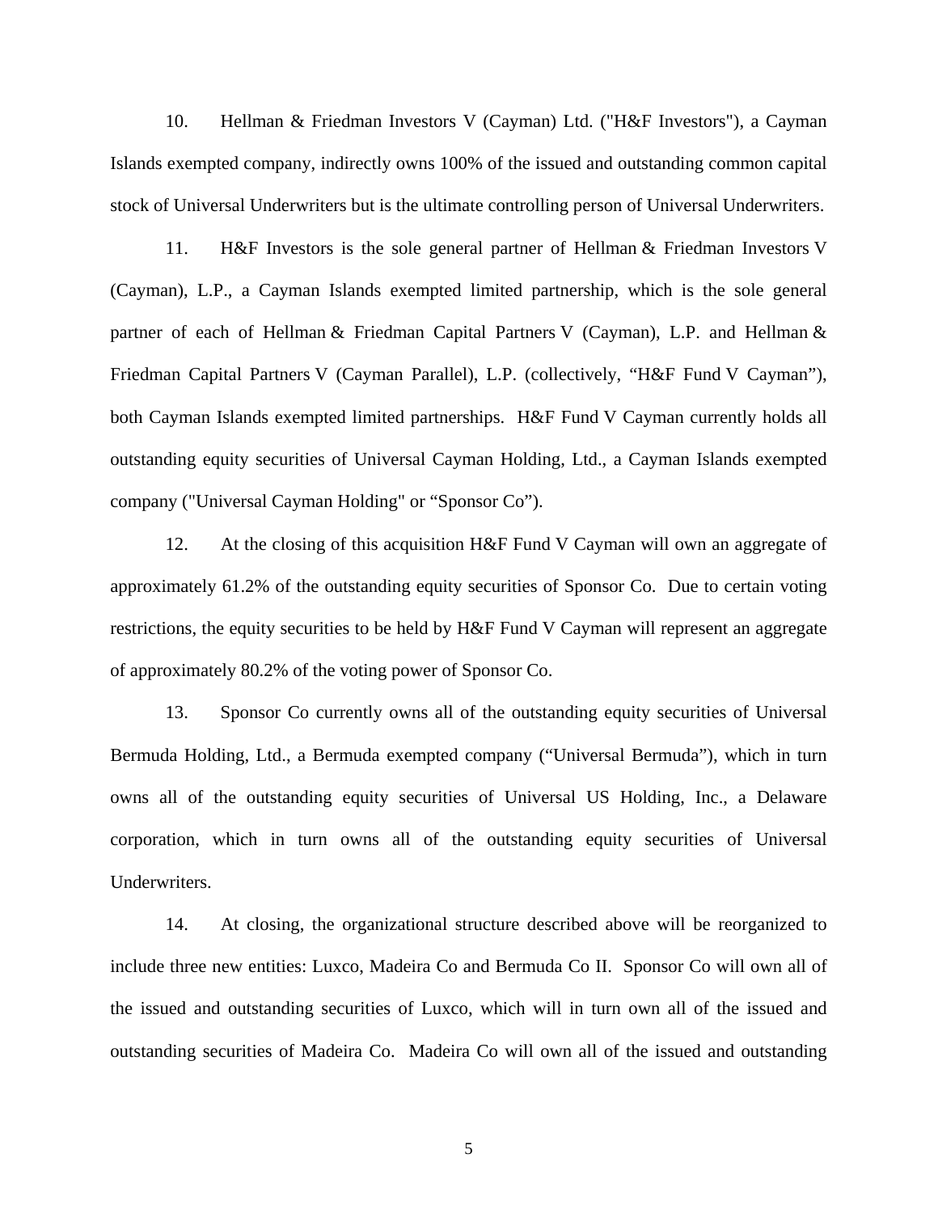10. Hellman & Friedman Investors V (Cayman) Ltd. ("H&F Investors"), a Cayman Islands exempted company, indirectly owns 100% of the issued and outstanding common capital stock of Universal Underwriters but is the ultimate controlling person of Universal Underwriters.

11. H&F Investors is the sole general partner of Hellman & Friedman Investors V (Cayman), L.P., a Cayman Islands exempted limited partnership, which is the sole general partner of each of Hellman & Friedman Capital Partners V (Cayman), L.P. and Hellman & Friedman Capital Partners V (Cayman Parallel), L.P. (collectively, "H&F Fund V Cayman"), both Cayman Islands exempted limited partnerships. H&F Fund V Cayman currently holds all outstanding equity securities of Universal Cayman Holding, Ltd., a Cayman Islands exempted company ("Universal Cayman Holding" or "Sponsor Co").

12. At the closing of this acquisition H&F Fund V Cayman will own an aggregate of approximately 61.2% of the outstanding equity securities of Sponsor Co. Due to certain voting restrictions, the equity securities to be held by H&F Fund V Cayman will represent an aggregate of approximately 80.2% of the voting power of Sponsor Co.

13. Sponsor Co currently owns all of the outstanding equity securities of Universal Bermuda Holding, Ltd., a Bermuda exempted company ("Universal Bermuda"), which in turn owns all of the outstanding equity securities of Universal US Holding, Inc., a Delaware corporation, which in turn owns all of the outstanding equity securities of Universal Underwriters.

14. At closing, the organizational structure described above will be reorganized to include three new entities: Luxco, Madeira Co and Bermuda Co II. Sponsor Co will own all of the issued and outstanding securities of Luxco, which will in turn own all of the issued and outstanding securities of Madeira Co. Madeira Co will own all of the issued and outstanding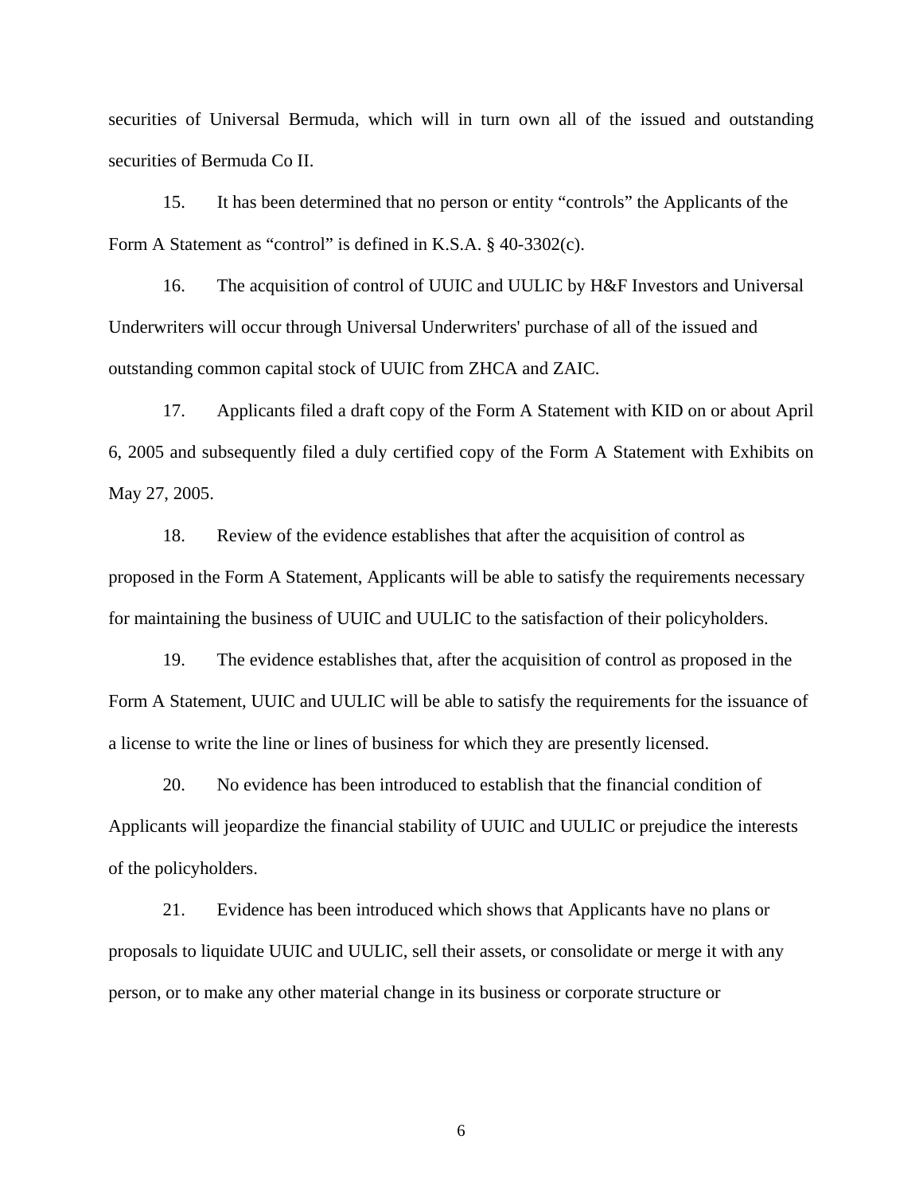securities of Universal Bermuda, which will in turn own all of the issued and outstanding securities of Bermuda Co II.

15. It has been determined that no person or entity "controls" the Applicants of the Form A Statement as "control" is defined in K.S.A. § 40-3302(c).

16. The acquisition of control of UUIC and UULIC by H&F Investors and Universal Underwriters will occur through Universal Underwriters' purchase of all of the issued and outstanding common capital stock of UUIC from ZHCA and ZAIC.

17. Applicants filed a draft copy of the Form A Statement with KID on or about April 6, 2005 and subsequently filed a duly certified copy of the Form A Statement with Exhibits on May 27, 2005.

18. Review of the evidence establishes that after the acquisition of control as proposed in the Form A Statement, Applicants will be able to satisfy the requirements necessary for maintaining the business of UUIC and UULIC to the satisfaction of their policyholders.

19. The evidence establishes that, after the acquisition of control as proposed in the Form A Statement, UUIC and UULIC will be able to satisfy the requirements for the issuance of a license to write the line or lines of business for which they are presently licensed.

20. No evidence has been introduced to establish that the financial condition of Applicants will jeopardize the financial stability of UUIC and UULIC or prejudice the interests of the policyholders.

21. Evidence has been introduced which shows that Applicants have no plans or proposals to liquidate UUIC and UULIC, sell their assets, or consolidate or merge it with any person, or to make any other material change in its business or corporate structure or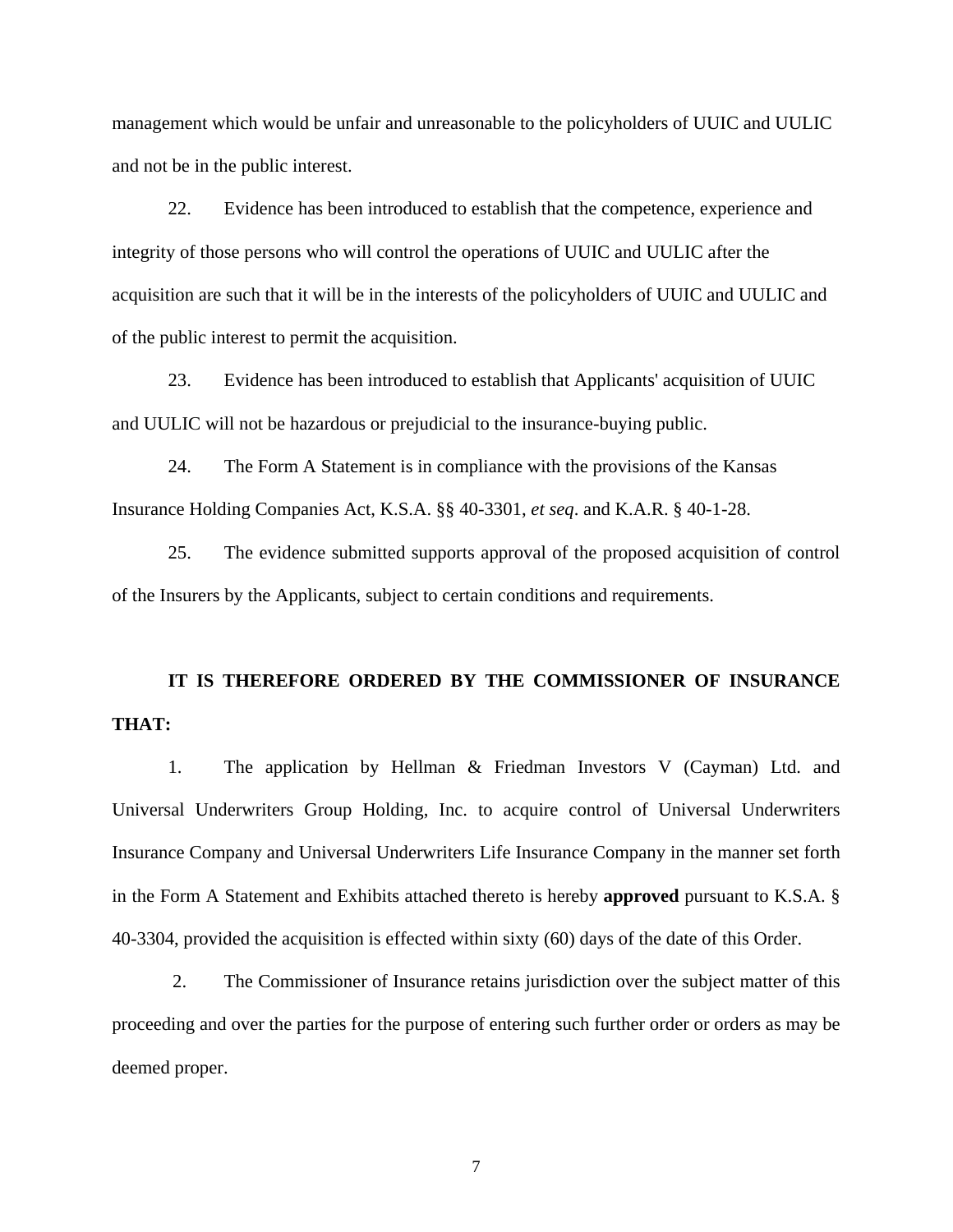management which would be unfair and unreasonable to the policyholders of UUIC and UULIC and not be in the public interest.

22. Evidence has been introduced to establish that the competence, experience and integrity of those persons who will control the operations of UUIC and UULIC after the acquisition are such that it will be in the interests of the policyholders of UUIC and UULIC and of the public interest to permit the acquisition.

23. Evidence has been introduced to establish that Applicants' acquisition of UUIC and UULIC will not be hazardous or prejudicial to the insurance-buying public.

24. The Form A Statement is in compliance with the provisions of the Kansas Insurance Holding Companies Act, K.S.A. §§ 40-3301, *et seq*. and K.A.R. § 40-1-28.

25. The evidence submitted supports approval of the proposed acquisition of control of the Insurers by the Applicants, subject to certain conditions and requirements.

**IT IS THEREFORE ORDERED BY THE COMMISSIONER OF INSURANCE THAT:**

1. The application by Hellman & Friedman Investors V (Cayman) Ltd. and Universal Underwriters Group Holding, Inc. to acquire control of Universal Underwriters Insurance Company and Universal Underwriters Life Insurance Company in the manner set forth in the Form A Statement and Exhibits attached thereto is hereby **approved** pursuant to K.S.A. § 40-3304, provided the acquisition is effected within sixty (60) days of the date of this Order.

2. The Commissioner of Insurance retains jurisdiction over the subject matter of this proceeding and over the parties for the purpose of entering such further order or orders as may be deemed proper.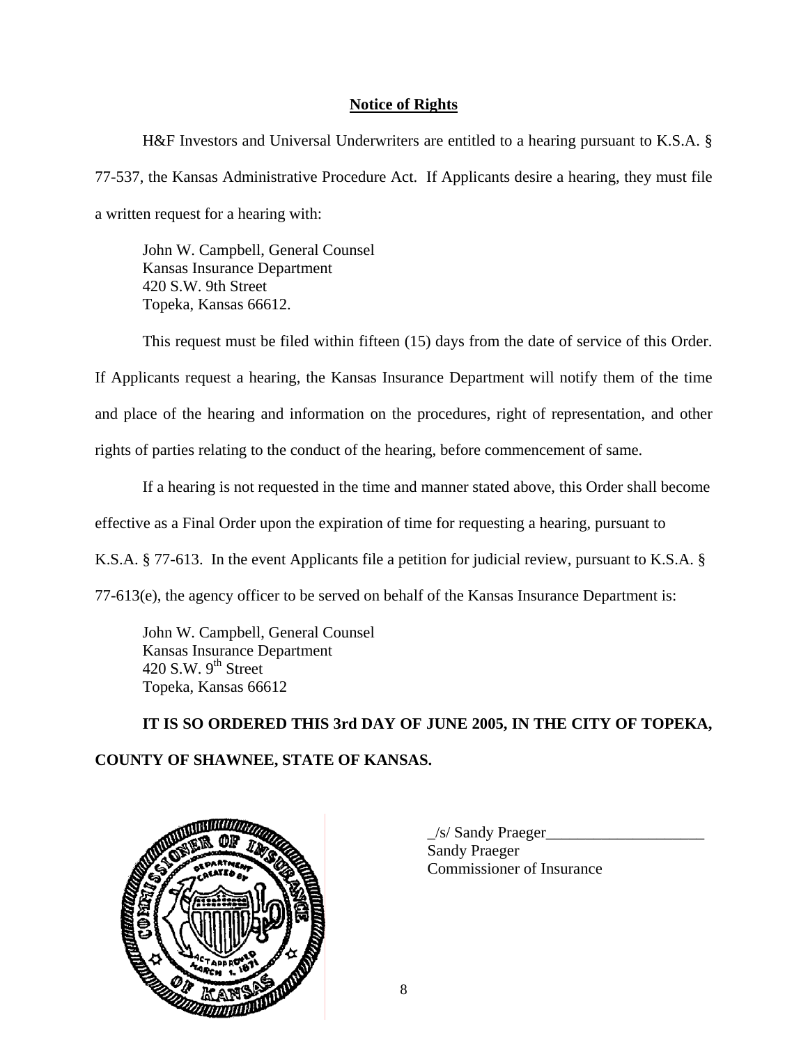**Notice of Rights**

H&F Investors and Universal Underwriters are entitled to a hearing pursuant to K.S.A. § 77-537, the Kansas Administrative Procedure Act. If Applicants desire a hearing, they must file a written request for a hearing with:

John W. Campbell, General Counsel
Kansas Insurance Department
420 S.W. 9th Street
Topeka, Kansas 66612.

This request must be filed within fifteen (15) days from the date of service of this Order. If Applicants request a hearing, the Kansas Insurance Department will notify them of the time and place of the hearing and information on the procedures, right of representation, and other rights of parties relating to the conduct of the hearing, before commencement of same.

If a hearing is not requested in the time and manner stated above, this Order shall become effective as a Final Order upon the expiration of time for requesting a hearing, pursuant to K.S.A. § 77-613. In the event Applicants file a petition for judicial review, pursuant to K.S.A. § 77-613(e), the agency officer to be served on behalf of the Kansas Insurance Department is:

John W. Campbell, General Counsel
Kansas Insurance Department
420 S.W. 9th Street
Topeka, Kansas 66612

**IT IS SO ORDERED THIS 3rd DAY OF JUNE 2005, IN THE CITY OF TOPEKA, COUNTY OF SHAWNEE, STATE OF KANSAS.**

_/s/ Sandy Praeger____________________
Sandy Praeger
Commissioner of Insurance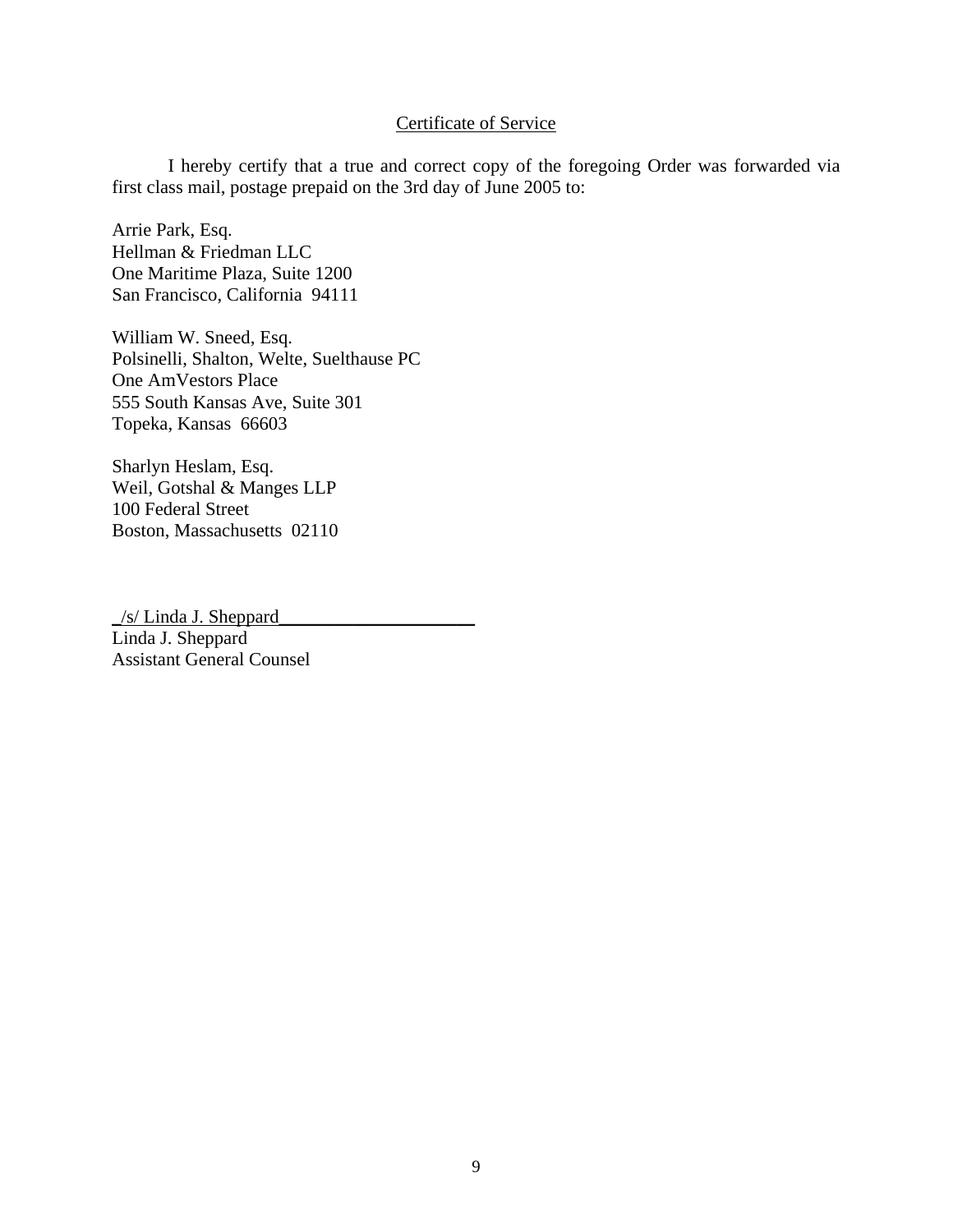Certificate of Service

I hereby certify that a true and correct copy of the foregoing Order was forwarded via first class mail, postage prepaid on the 3rd day of June 2005 to:

Arrie Park, Esq.
Hellman & Friedman LLC
One Maritime Plaza, Suite 1200
San Francisco, California 94111

William W. Sneed, Esq.
Polsinelli, Shalton, Welte, Suelthause PC
One AmVestors Place
555 South Kansas Ave, Suite 301
Topeka, Kansas 66603

Sharlyn Heslam, Esq.
Weil, Gotshal & Manges LLP
100 Federal Street
Boston, Massachusetts 02110

_/s/ Linda J. Sheppard_____________________
Linda J. Sheppard
Assistant General Counsel